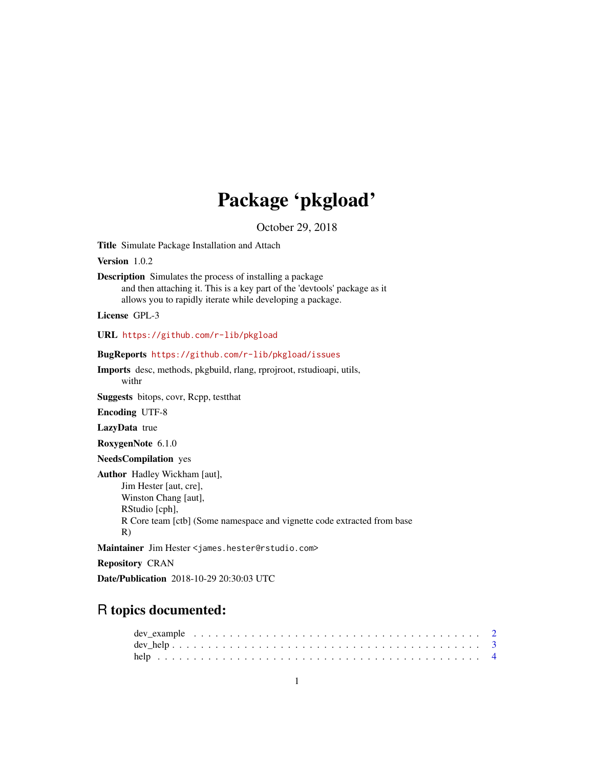# Package 'pkgload'

October 29, 2018

**Title** Simulate Package Installation and Attach

**Version** 1.0.2

**Description** Simulates the process of installing a package
and then attaching it. This is a key part of the 'devtools' package as it
allows you to rapidly iterate while developing a package.

**License** GPL-3

**URL** https://github.com/r-lib/pkgload

**BugReports** https://github.com/r-lib/pkgload/issues

**Imports** desc, methods, pkgbuild, rlang, rprojroot, rstudioapi, utils,
withr

**Suggests** bitops, covr, Rcpp, testthat

**Encoding** UTF-8

**LazyData** true

**RoxygenNote** 6.1.0

**NeedsCompilation** yes

**Author** Hadley Wickham [aut],
Jim Hester [aut, cre],
Winston Chang [aut],
RStudio [cph],
R Core team [ctb] (Some namespace and vignette code extracted from base
R)

**Maintainer** Jim Hester <james.hester@rstudio.com>

**Repository** CRAN

**Date/Publication** 2018-10-29 20:30:03 UTC

## R topics documented:

dev_example . . . . . . . . . . . . . . . . . . . . . . . . . . . . . . . . . . . . . . . 2
dev_help . . . . . . . . . . . . . . . . . . . . . . . . . . . . . . . . . . . . . . . . . 3
help . . . . . . . . . . . . . . . . . . . . . . . . . . . . . . . . . . . . . . . . . . . . 4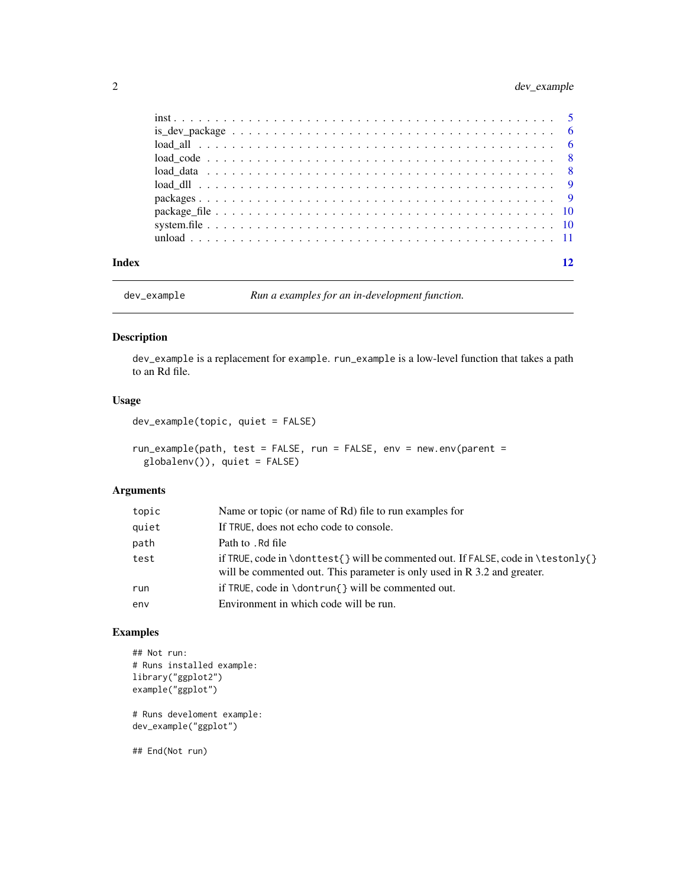| | |
|---|---|
| inst | 5 |
| is_dev_package | 6 |
| load_all | 6 |
| load_code | 8 |
| load_data | 8 |
| load_dll | 9 |
| packages | 9 |
| package_file | 10 |
| system.file | 10 |
| unload | 11 |

**Index** **12**

---

`dev_example` *Run a examples for an in-development function.*

---

## Description

`dev_example` is a replacement for `example`. `run_example` is a low-level function that takes a path to an Rd file.

## Usage

```
dev_example(topic, quiet = FALSE)

run_example(path, test = FALSE, run = FALSE, env = new.env(parent =
  globalenv()), quiet = FALSE)
```

## Arguments

| | |
|---|---|
| `topic` | Name or topic (or name of Rd) file to run examples for |
| `quiet` | If `TRUE`, does not echo code to console. |
| `path` | Path to `.Rd` file |
| `test` | if `TRUE`, code in `\donttest{}` will be commented out. If `FALSE`, code in `\testonly{}` will be commented out. This parameter is only used in R 3.2 and greater. |
| `run` | if `TRUE`, code in `\dontrun{}` will be commented out. |
| `env` | Environment in which code will be run. |

## Examples

```
## Not run:
# Runs installed example:
library("ggplot2")
example("ggplot")

# Runs develoment example:
dev_example("ggplot")

## End(Not run)
```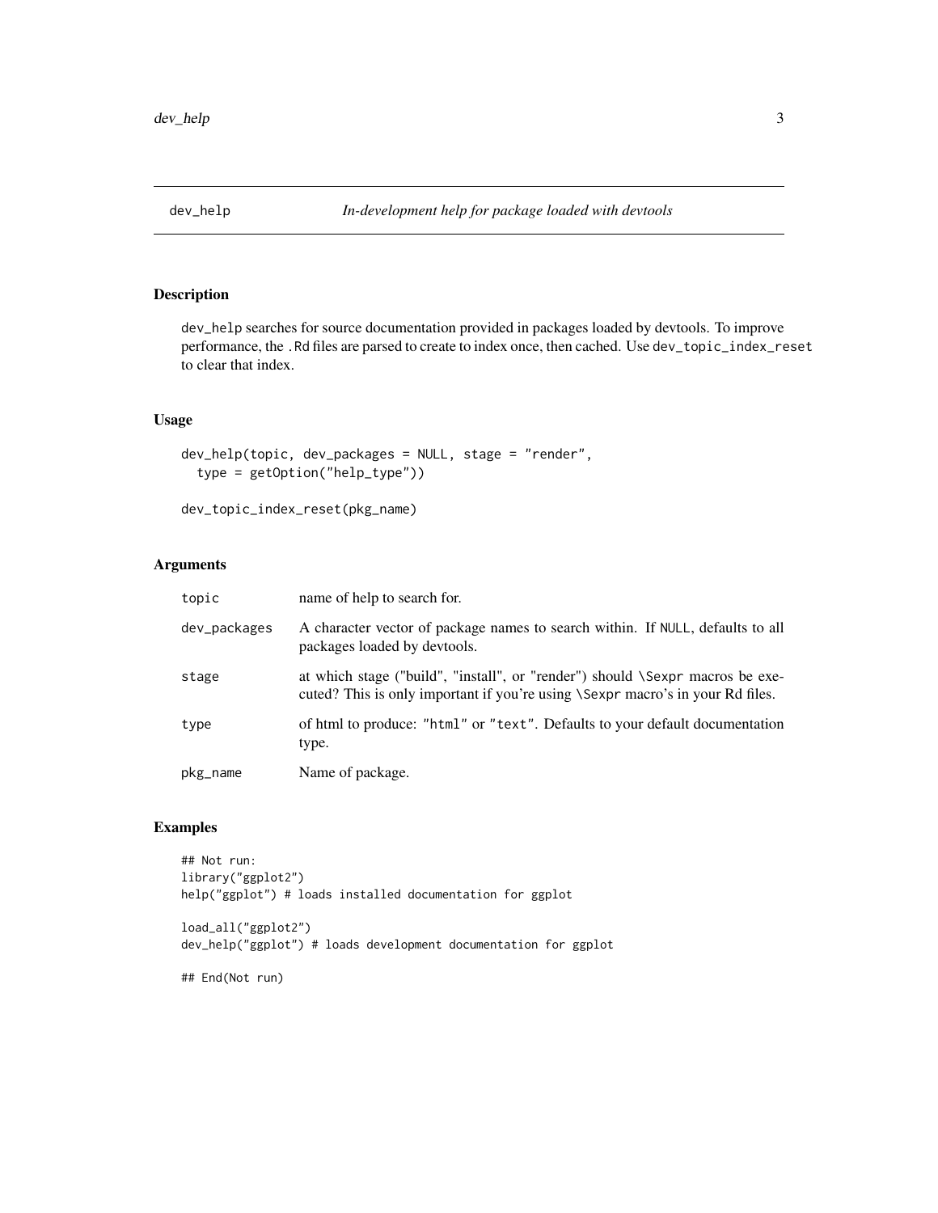## dev_help — *In-development help for package loaded with devtools*

### Description

dev_help searches for source documentation provided in packages loaded by devtools. To improve performance, the .Rd files are parsed to create to index once, then cached. Use dev_topic_index_reset to clear that index.

### Usage

```
dev_help(topic, dev_packages = NULL, stage = "render",
  type = getOption("help_type"))

dev_topic_index_reset(pkg_name)
```

### Arguments

| | |
|---|---|
| topic | name of help to search for. |
| dev_packages | A character vector of package names to search within. If NULL, defaults to all packages loaded by devtools. |
| stage | at which stage ("build", "install", or "render") should \Sexpr macros be executed? This is only important if you're using \Sexpr macro's in your Rd files. |
| type | of html to produce: "html" or "text". Defaults to your default documentation type. |
| pkg_name | Name of package. |

### Examples

```
## Not run:
library("ggplot2")
help("ggplot") # loads installed documentation for ggplot

load_all("ggplot2")
dev_help("ggplot") # loads development documentation for ggplot

## End(Not run)
```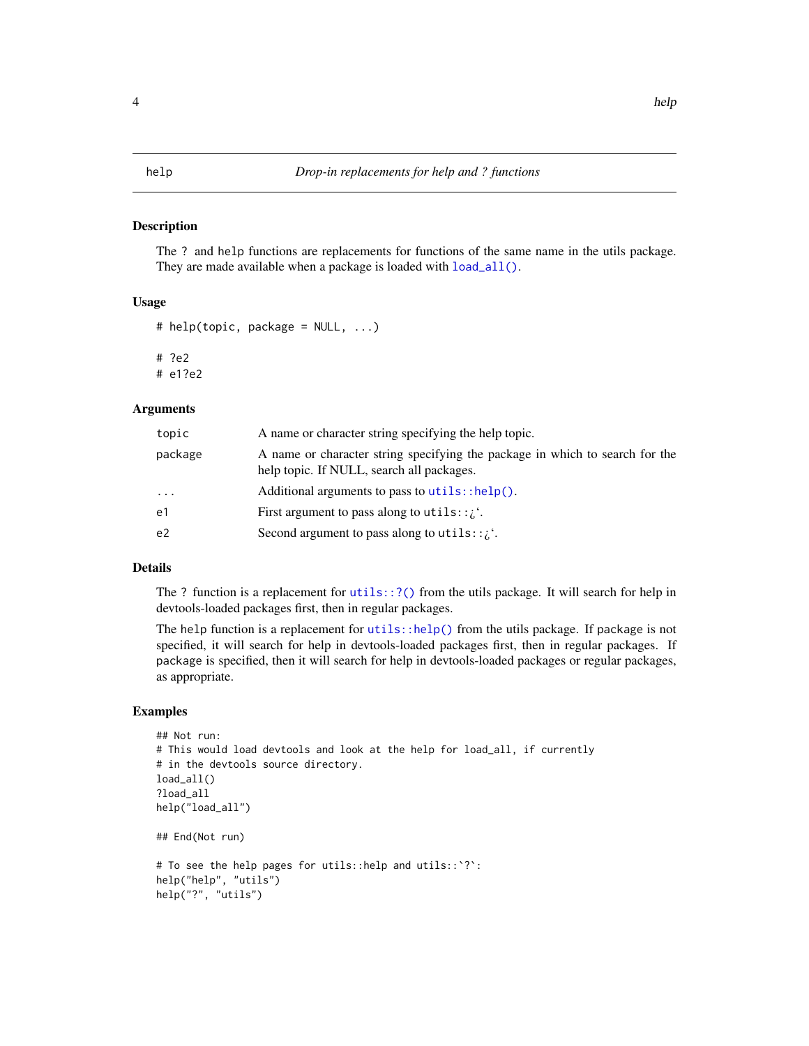## help — *Drop-in replacements for help and ? functions*

### Description

The ? and `help` functions are replacements for functions of the same name in the utils package. They are made available when a package is loaded with `load_all()`.

### Usage

```
# help(topic, package = NULL, ...)

# ?e2
# e1?e2
```

### Arguments

| | |
|---|---|
| `topic` | A name or character string specifying the help topic. |
| `package` | A name or character string specifying the package in which to search for the help topic. If NULL, search all packages. |
| `...` | Additional arguments to pass to `utils::help()`. |
| `e1` | First argument to pass along to `utils::`¿'. |
| `e2` | Second argument to pass along to `utils::`¿'. |

### Details

The ? function is a replacement for `utils::?()` from the utils package. It will search for help in devtools-loaded packages first, then in regular packages.

The `help` function is a replacement for `utils::help()` from the utils package. If `package` is not specified, it will search for help in devtools-loaded packages first, then in regular packages. If `package` is specified, then it will search for help in devtools-loaded packages or regular packages, as appropriate.

### Examples

```
## Not run:
# This would load devtools and look at the help for load_all, if currently
# in the devtools source directory.
load_all()
?load_all
help("load_all")

## End(Not run)

# To see the help pages for utils::help and utils::`?`:
help("help", "utils")
help("?", "utils")
```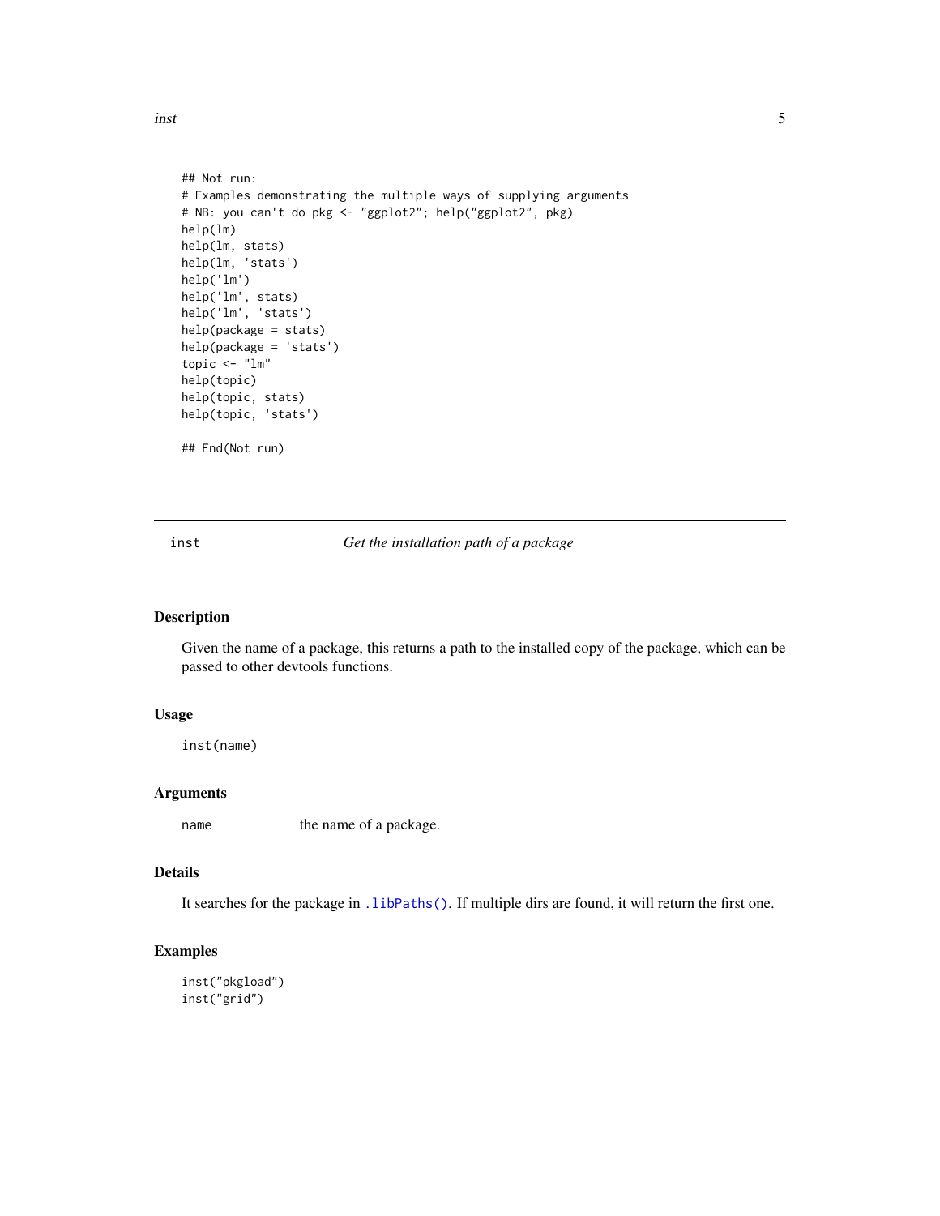```
## Not run:
# Examples demonstrating the multiple ways of supplying arguments
# NB: you can't do pkg <- "ggplot2"; help("ggplot2", pkg)
help(lm)
help(lm, stats)
help(lm, 'stats')
help('lm')
help('lm', stats)
help('lm', 'stats')
help(package = stats)
help(package = 'stats')
topic <- "lm"
help(topic)
help(topic, stats)
help(topic, 'stats')

## End(Not run)
```

---

## inst — *Get the installation path of a package*

---

### Description

Given the name of a package, this returns a path to the installed copy of the package, which can be passed to other devtools functions.

### Usage

```
inst(name)
```

### Arguments

| | |
|---|---|
| `name` | the name of a package. |

### Details

It searches for the package in `.libPaths()`. If multiple dirs are found, it will return the first one.

### Examples

```
inst("pkgload")
inst("grid")
```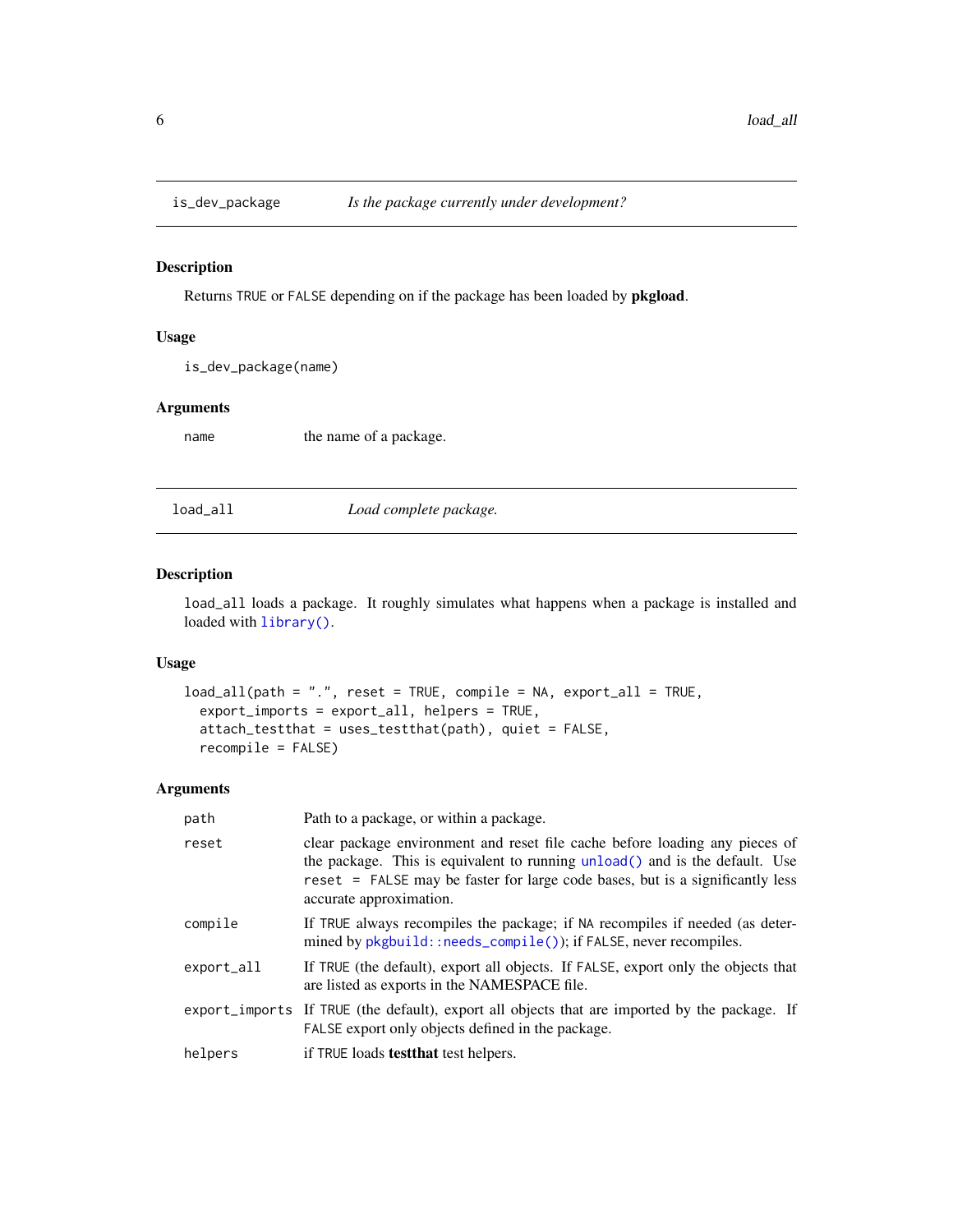## is_dev_package — *Is the package currently under development?*

### Description

Returns `TRUE` or `FALSE` depending on if the package has been loaded by **pkgload**.

### Usage

```
is_dev_package(name)
```

### Arguments

| | |
|---|---|
| `name` | the name of a package. |

## load_all — *Load complete package.*

### Description

`load_all` loads a package. It roughly simulates what happens when a package is installed and loaded with `library()`.

### Usage

```
load_all(path = ".", reset = TRUE, compile = NA, export_all = TRUE,
  export_imports = export_all, helpers = TRUE,
  attach_testthat = uses_testthat(path), quiet = FALSE,
  recompile = FALSE)
```

### Arguments

| | |
|---|---|
| `path` | Path to a package, or within a package. |
| `reset` | clear package environment and reset file cache before loading any pieces of the package. This is equivalent to running `unload()` and is the default. Use `reset = FALSE` may be faster for large code bases, but is a significantly less accurate approximation. |
| `compile` | If `TRUE` always recompiles the package; if `NA` recompiles if needed (as determined by `pkgbuild::needs_compile()`); if `FALSE`, never recompiles. |
| `export_all` | If `TRUE` (the default), export all objects. If `FALSE`, export only the objects that are listed as exports in the NAMESPACE file. |
| `export_imports` | If `TRUE` (the default), export all objects that are imported by the package. If `FALSE` export only objects defined in the package. |
| `helpers` | if `TRUE` loads **testthat** test helpers. |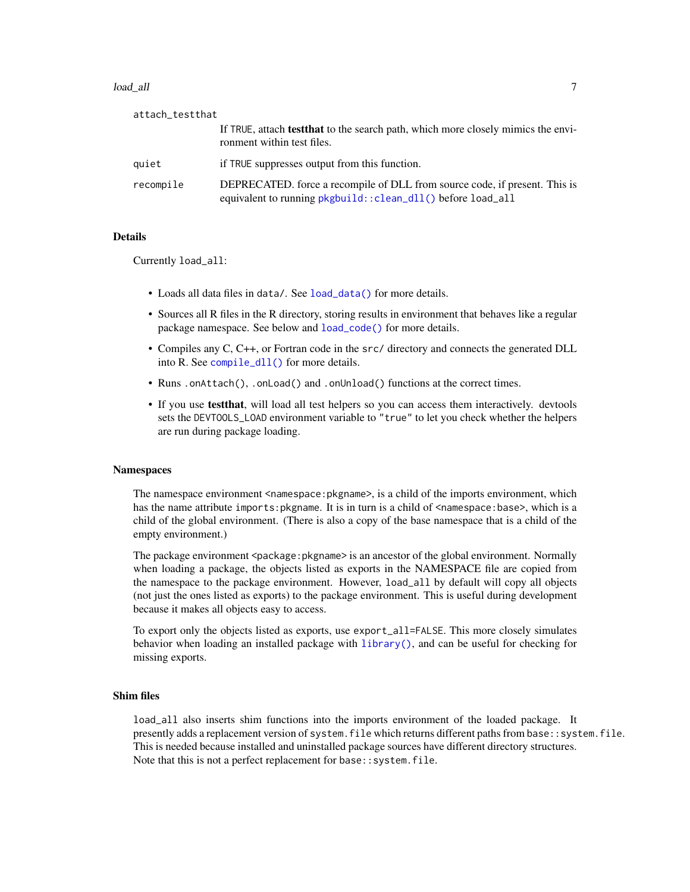`attach_testthat`
: If `TRUE`, attach **testthat** to the search path, which more closely mimics the environment within test files.

`quiet`
: if `TRUE` suppresses output from this function.

`recompile`
: DEPRECATED. force a recompile of DLL from source code, if present. This is equivalent to running `pkgbuild::clean_dll()` before `load_all`

### Details

Currently `load_all`:

- Loads all data files in `data/`. See `load_data()` for more details.
- Sources all R files in the R directory, storing results in environment that behaves like a regular package namespace. See below and `load_code()` for more details.
- Compiles any C, C++, or Fortran code in the `src/` directory and connects the generated DLL into R. See `compile_dll()` for more details.
- Runs `.onAttach()`, `.onLoad()` and `.onUnload()` functions at the correct times.
- If you use **testthat**, will load all test helpers so you can access them interactively. devtools sets the `DEVTOOLS_LOAD` environment variable to `"true"` to let you check whether the helpers are run during package loading.

### Namespaces

The namespace environment `<namespace:pkgname>`, is a child of the imports environment, which has the name attribute `imports:pkgname`. It is in turn is a child of `<namespace:base>`, which is a child of the global environment. (There is also a copy of the base namespace that is a child of the empty environment.)

The package environment `<package:pkgname>` is an ancestor of the global environment. Normally when loading a package, the objects listed as exports in the NAMESPACE file are copied from the namespace to the package environment. However, `load_all` by default will copy all objects (not just the ones listed as exports) to the package environment. This is useful during development because it makes all objects easy to access.

To export only the objects listed as exports, use `export_all=FALSE`. This more closely simulates behavior when loading an installed package with `library()`, and can be useful for checking for missing exports.

### Shim files

`load_all` also inserts shim functions into the imports environment of the loaded package. It presently adds a replacement version of `system.file` which returns different paths from `base::system.file`. This is needed because installed and uninstalled package sources have different directory structures. Note that this is not a perfect replacement for `base::system.file`.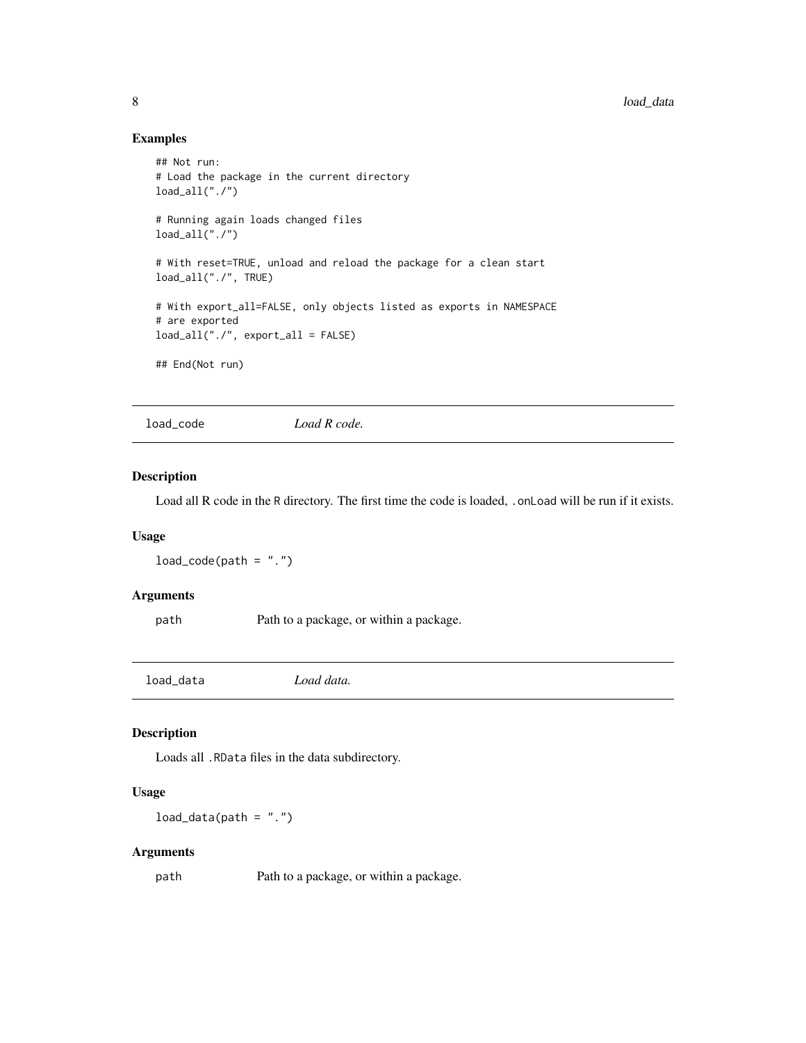### Examples

```
## Not run:
# Load the package in the current directory
load_all("./")

# Running again loads changed files
load_all("./")

# With reset=TRUE, unload and reload the package for a clean start
load_all("./", TRUE)

# With export_all=FALSE, only objects listed as exports in NAMESPACE
# are exported
load_all("./", export_all = FALSE)

## End(Not run)
```

## load_code — *Load R code.*

### Description

Load all R code in the R directory. The first time the code is loaded, `.onLoad` will be run if it exists.

### Usage

```
load_code(path = ".")
```

### Arguments

| | |
|---|---|
| path | Path to a package, or within a package. |

## load_data — *Load data.*

### Description

Loads all `.RData` files in the data subdirectory.

### Usage

```
load_data(path = ".")
```

### Arguments

| | |
|---|---|
| path | Path to a package, or within a package. |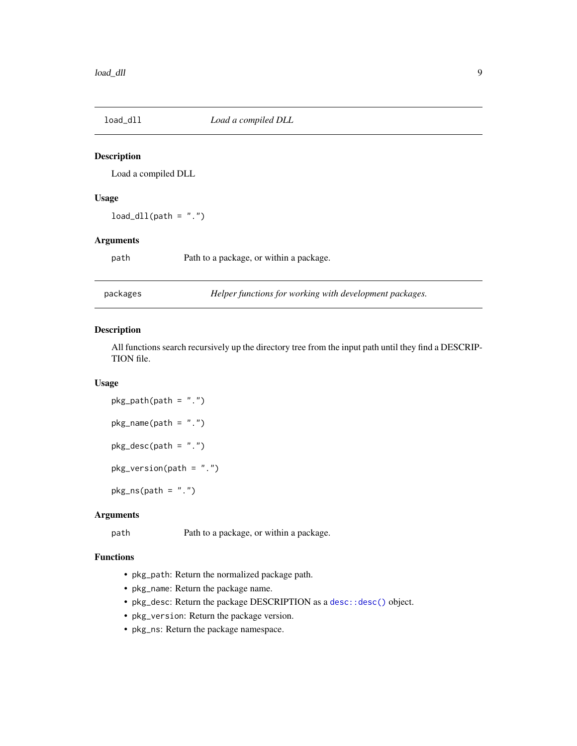## load_dll — *Load a compiled DLL*

### Description

Load a compiled DLL

### Usage

```
load_dll(path = ".")
```

### Arguments

| | |
|---|---|
| path | Path to a package, or within a package. |

## packages — *Helper functions for working with development packages.*

### Description

All functions search recursively up the directory tree from the input path until they find a DESCRIPTION file.

### Usage

```
pkg_path(path = ".")

pkg_name(path = ".")

pkg_desc(path = ".")

pkg_version(path = ".")

pkg_ns(path = ".")
```

### Arguments

| | |
|---|---|
| path | Path to a package, or within a package. |

### Functions

- `pkg_path`: Return the normalized package path.
- `pkg_name`: Return the package name.
- `pkg_desc`: Return the package DESCRIPTION as a `desc::desc()` object.
- `pkg_version`: Return the package version.
- `pkg_ns`: Return the package namespace.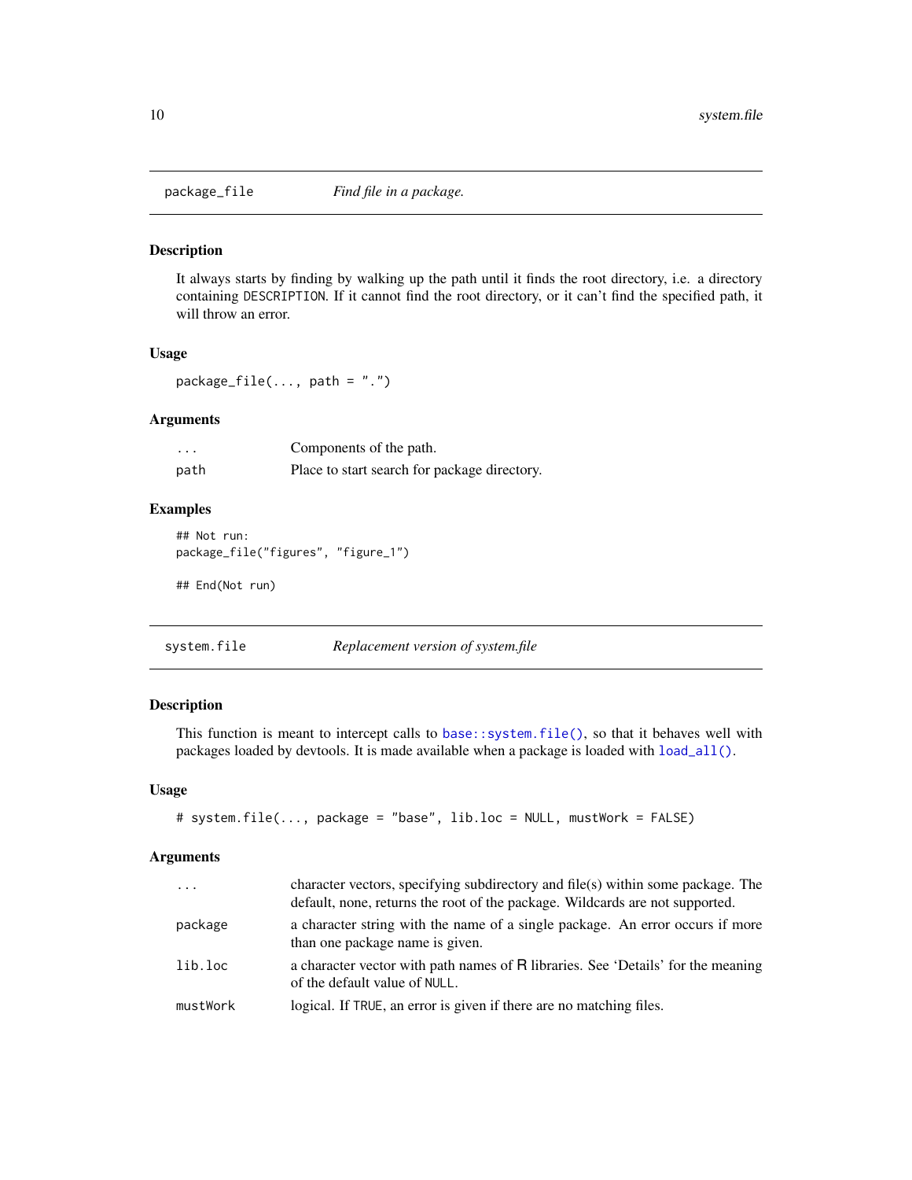## package_file — *Find file in a package.*

### Description

It always starts by finding by walking up the path until it finds the root directory, i.e. a directory containing DESCRIPTION. If it cannot find the root directory, or it can't find the specified path, it will throw an error.

### Usage

```
package_file(..., path = ".")
```

### Arguments

| | |
|---|---|
| ... | Components of the path. |
| path | Place to start search for package directory. |

### Examples

```
## Not run:
package_file("figures", "figure_1")

## End(Not run)
```

## system.file — *Replacement version of system.file*

### Description

This function is meant to intercept calls to `base::system.file()`, so that it behaves well with packages loaded by devtools. It is made available when a package is loaded with `load_all()`.

### Usage

```
# system.file(..., package = "base", lib.loc = NULL, mustWork = FALSE)
```

### Arguments

| | |
|---|---|
| ... | character vectors, specifying subdirectory and file(s) within some package. The default, none, returns the root of the package. Wildcards are not supported. |
| package | a character string with the name of a single package. An error occurs if more than one package name is given. |
| lib.loc | a character vector with path names of R libraries. See 'Details' for the meaning of the default value of NULL. |
| mustWork | logical. If TRUE, an error is given if there are no matching files. |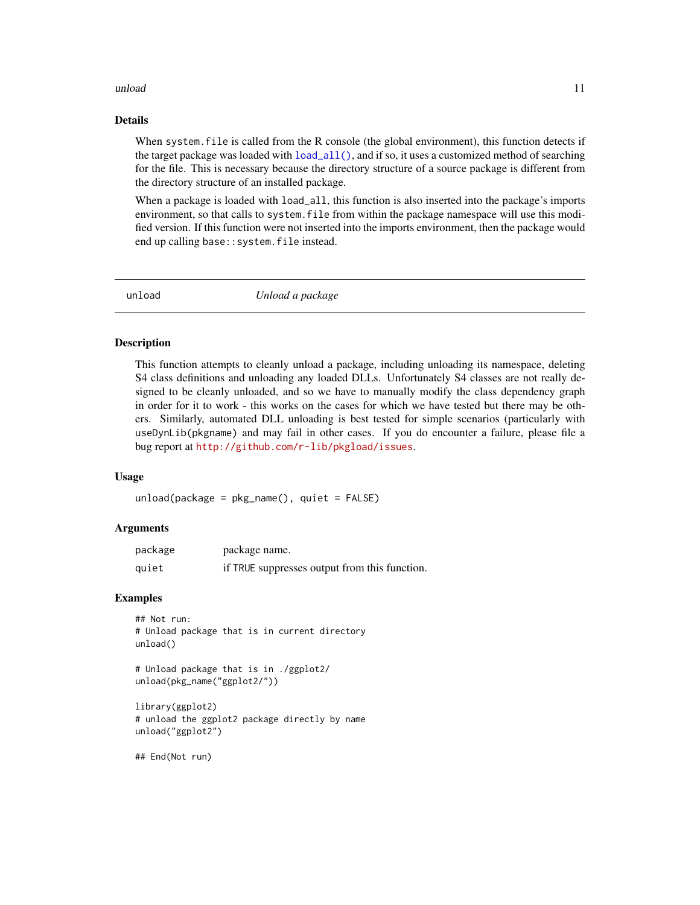### Details

When `system.file` is called from the R console (the global environment), this function detects if the target package was loaded with `load_all()`, and if so, it uses a customized method of searching for the file. This is necessary because the directory structure of a source package is different from the directory structure of an installed package.

When a package is loaded with `load_all`, this function is also inserted into the package's imports environment, so that calls to `system.file` from within the package namespace will use this modified version. If this function were not inserted into the imports environment, then the package would end up calling `base::system.file` instead.

---

## unload — *Unload a package*

---

### Description

This function attempts to cleanly unload a package, including unloading its namespace, deleting S4 class definitions and unloading any loaded DLLs. Unfortunately S4 classes are not really designed to be cleanly unloaded, and so we have to manually modify the class dependency graph in order for it to work - this works on the cases for which we have tested but there may be others. Similarly, automated DLL unloading is best tested for simple scenarios (particularly with `useDynLib(pkgname)` and may fail in other cases. If you do encounter a failure, please file a bug report at http://github.com/r-lib/pkgload/issues.

### Usage

```
unload(package = pkg_name(), quiet = FALSE)
```

### Arguments

| | |
|---|---|
| `package` | package name. |
| `quiet` | if `TRUE` suppresses output from this function. |

### Examples

```
## Not run:
# Unload package that is in current directory
unload()

# Unload package that is in ./ggplot2/
unload(pkg_name("ggplot2/"))

library(ggplot2)
# unload the ggplot2 package directly by name
unload("ggplot2")

## End(Not run)
```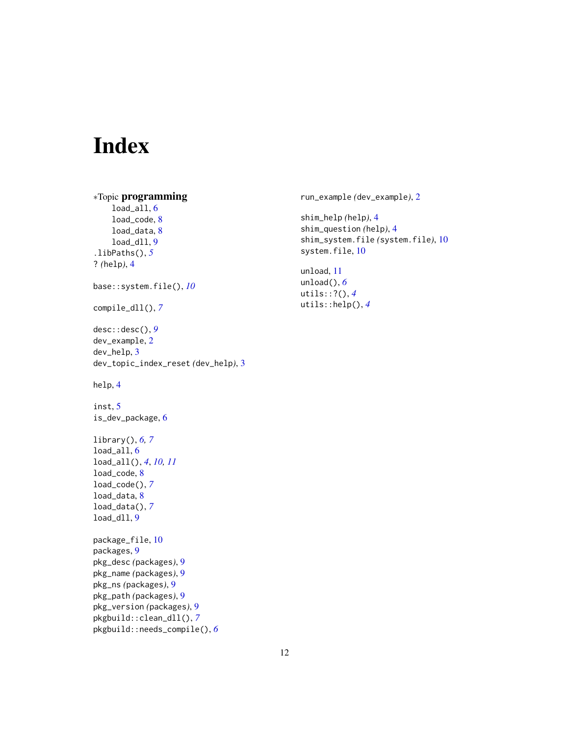# Index

∗Topic **programming**

- load_all, 6
- load_code, 8
- load_data, 8
- load_dll, 9

.libPaths(), *5*
? (help), 4

base::system.file(), *10*

compile_dll(), *7*

desc::desc(), *9*
dev_example, 2
dev_help, 3
dev_topic_index_reset (dev_help), 3

help, 4

inst, 5
is_dev_package, 6

library(), *6, 7*
load_all, 6
load_all(), *4*, *10, 11*
load_code, 8
load_code(), *7*
load_data, 8
load_data(), *7*
load_dll, 9

package_file, 10
packages, 9
pkg_desc (packages), 9
pkg_name (packages), 9
pkg_ns (packages), 9
pkg_path (packages), 9
pkg_version (packages), 9
pkgbuild::clean_dll(), *7*
pkgbuild::needs_compile(), *6*

run_example (dev_example), 2

shim_help (help), 4
shim_question (help), 4
shim_system.file (system.file), 10
system.file, 10

unload, 11
unload(), *6*
utils::?(), *4*
utils::help(), *4*